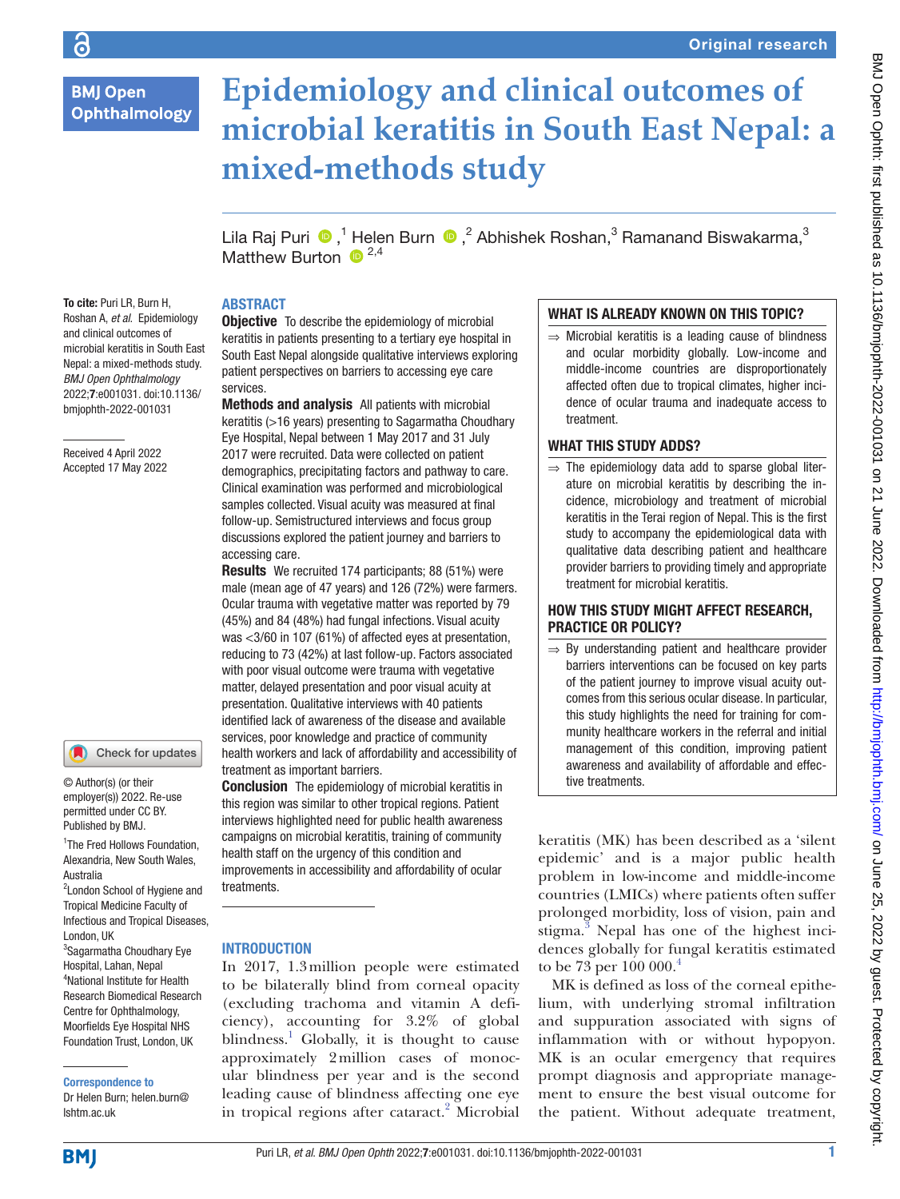# Epidemiology and clinical outcomes of microbial keratitis in South East Nepal: a mixed-methods study

Lila Raj Puri,[1] Helen Burn,[2] Abhishek Roshan,[3] Ramanand Biswakarma,[3] Matthew Burton[2,4]

**To cite:** Puri LR, Burn H, Roshan A, *et al*. Epidemiology and clinical outcomes of microbial keratitis in South East Nepal: a mixed-methods study. *BMJ Open Ophthalmology* 2022;**7**:e001031. doi:10.1136/bmjophth-2022-001031

Received 4 April 2022
Accepted 17 May 2022

© Author(s) (or their employer(s)) 2022. Re-use permitted under CC BY. Published by BMJ.

[1]The Fred Hollows Foundation, Alexandria, New South Wales, Australia
[2]London School of Hygiene and Tropical Medicine Faculty of Infectious and Tropical Diseases, London, UK
[3]Sagarmatha Choudhary Eye Hospital, Lahan, Nepal
[4]National Institute for Health Research Biomedical Research Centre for Ophthalmology, Moorfields Eye Hospital NHS Foundation Trust, London, UK

**Correspondence to**
Dr Helen Burn; helen.burn@lshtm.ac.uk

## ABSTRACT

**Objective** To describe the epidemiology of microbial keratitis in patients presenting to a tertiary eye hospital in South East Nepal alongside qualitative interviews exploring patient perspectives on barriers to accessing eye care services.

**Methods and analysis** All patients with microbial keratitis (>16 years) presenting to Sagarmatha Choudhary Eye Hospital, Nepal between 1 May 2017 and 31 July 2017 were recruited. Data were collected on patient demographics, precipitating factors and pathway to care. Clinical examination was performed and microbiological samples collected. Visual acuity was measured at final follow-up. Semistructured interviews and focus group discussions explored the patient journey and barriers to accessing care.

**Results** We recruited 174 participants; 88 (51%) were male (mean age of 47 years) and 126 (72%) were farmers. Ocular trauma with vegetative matter was reported by 79 (45%) and 84 (48%) had fungal infections. Visual acuity was <3/60 in 107 (61%) of affected eyes at presentation, reducing to 73 (42%) at last follow-up. Factors associated with poor visual outcome were trauma with vegetative matter, delayed presentation and poor visual acuity at presentation. Qualitative interviews with 40 patients identified lack of awareness of the disease and available services, poor knowledge and practice of community health workers and lack of affordability and accessibility of treatment as important barriers.

**Conclusion** The epidemiology of microbial keratitis in this region was similar to other tropical regions. Patient interviews highlighted need for public health awareness campaigns on microbial keratitis, training of community health staff on the urgency of this condition and improvements in accessibility and affordability of ocular treatments.

### WHAT IS ALREADY KNOWN ON THIS TOPIC?

⇒ Microbial keratitis is a leading cause of blindness and ocular morbidity globally. Low-income and middle-income countries are disproportionately affected often due to tropical climates, higher incidence of ocular trauma and inadequate access to treatment.

### WHAT THIS STUDY ADDS?

⇒ The epidemiology data add to sparse global literature on microbial keratitis by describing the incidence, microbiology and treatment of microbial keratitis in the Terai region of Nepal. This is the first study to accompany the epidemiological data with qualitative data describing patient and healthcare provider barriers to providing timely and appropriate treatment for microbial keratitis.

### HOW THIS STUDY MIGHT AFFECT RESEARCH, PRACTICE OR POLICY?

⇒ By understanding patient and healthcare provider barriers interventions can be focused on key parts of the patient journey to improve visual acuity outcomes from this serious ocular disease. In particular, this study highlights the need for training for community healthcare workers in the referral and initial management of this condition, improving patient awareness and availability of affordable and effective treatments.

## INTRODUCTION

In 2017, 1.3 million people were estimated to be bilaterally blind from corneal opacity (excluding trachoma and vitamin A deficiency), accounting for 3.2% of global blindness.[1] Globally, it is thought to cause approximately 2 million cases of monocular blindness per year and is the second leading cause of blindness affecting one eye in tropical regions after cataract.[2] Microbial keratitis (MK) has been described as a 'silent epidemic' and is a major public health problem in low-income and middle-income countries (LMICs) where patients often suffer prolonged morbidity, loss of vision, pain and stigma.[3] Nepal has one of the highest incidences globally for fungal keratitis estimated to be 73 per 100 000.[4]

MK is defined as loss of the corneal epithelium, with underlying stromal infiltration and suppuration associated with signs of inflammation with or without hypopyon. MK is an ocular emergency that requires prompt diagnosis and appropriate management to ensure the best visual outcome for the patient. Without adequate treatment,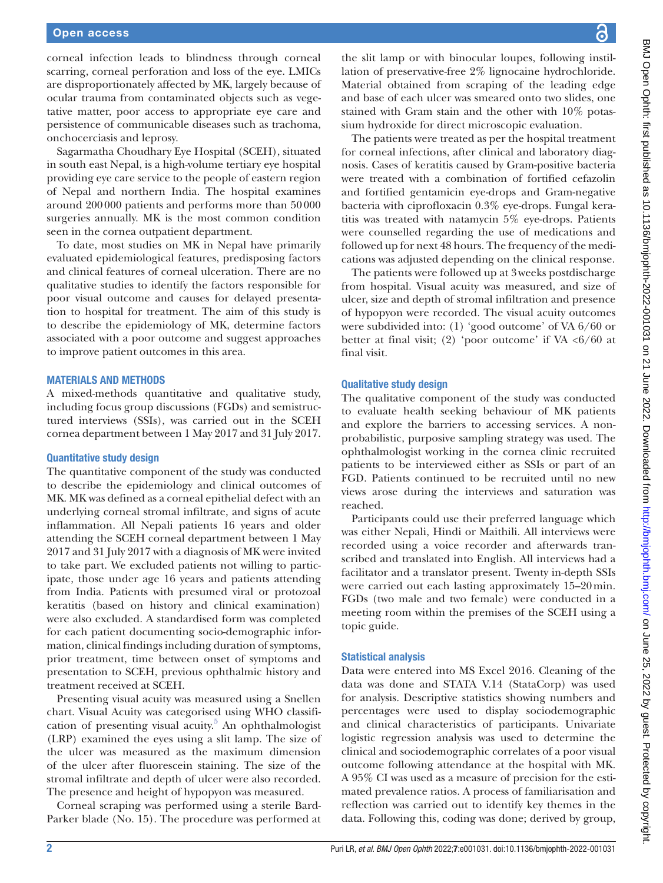corneal infection leads to blindness through corneal scarring, corneal perforation and loss of the eye. LMICs are disproportionately affected by MK, largely because of ocular trauma from contaminated objects such as vegetative matter, poor access to appropriate eye care and persistence of communicable diseases such as trachoma, onchocerciasis and leprosy.

Sagarmatha Choudhary Eye Hospital (SCEH), situated in south east Nepal, is a high-volume tertiary eye hospital providing eye care service to the people of eastern region of Nepal and northern India. The hospital examines around 200 000 patients and performs more than 50 000 surgeries annually. MK is the most common condition seen in the cornea outpatient department.

To date, most studies on MK in Nepal have primarily evaluated epidemiological features, predisposing factors and clinical features of corneal ulceration. There are no qualitative studies to identify the factors responsible for poor visual outcome and causes for delayed presentation to hospital for treatment. The aim of this study is to describe the epidemiology of MK, determine factors associated with a poor outcome and suggest approaches to improve patient outcomes in this area.

## MATERIALS AND METHODS

A mixed-methods quantitative and qualitative study, including focus group discussions (FGDs) and semistructured interviews (SSIs), was carried out in the SCEH cornea department between 1 May 2017 and 31 July 2017.

### Quantitative study design

The quantitative component of the study was conducted to describe the epidemiology and clinical outcomes of MK. MK was defined as a corneal epithelial defect with an underlying corneal stromal infiltrate, and signs of acute inflammation. All Nepali patients 16 years and older attending the SCEH corneal department between 1 May 2017 and 31 July 2017 with a diagnosis of MK were invited to take part. We excluded patients not willing to participate, those under age 16 years and patients attending from India. Patients with presumed viral or protozoal keratitis (based on history and clinical examination) were also excluded. A standardised form was completed for each patient documenting socio-demographic information, clinical findings including duration of symptoms, prior treatment, time between onset of symptoms and presentation to SCEH, previous ophthalmic history and treatment received at SCEH.

Presenting visual acuity was measured using a Snellen chart. Visual Acuity was categorised using WHO classification of presenting visual acuity.[5] An ophthalmologist (LRP) examined the eyes using a slit lamp. The size of the ulcer was measured as the maximum dimension of the ulcer after fluorescein staining. The size of the stromal infiltrate and depth of ulcer were also recorded. The presence and height of hypopyon was measured.

Corneal scraping was performed using a sterile Bard-Parker blade (No. 15). The procedure was performed at the slit lamp or with binocular loupes, following instillation of preservative-free 2% lignocaine hydrochloride. Material obtained from scraping of the leading edge and base of each ulcer was smeared onto two slides, one stained with Gram stain and the other with 10% potassium hydroxide for direct microscopic evaluation.

The patients were treated as per the hospital treatment for corneal infections, after clinical and laboratory diagnosis. Cases of keratitis caused by Gram-positive bacteria were treated with a combination of fortified cefazolin and fortified gentamicin eye-drops and Gram-negative bacteria with ciprofloxacin 0.3% eye-drops. Fungal keratitis was treated with natamycin 5% eye-drops. Patients were counselled regarding the use of medications and followed up for next 48 hours. The frequency of the medications was adjusted depending on the clinical response.

The patients were followed up at 3 weeks postdischarge from hospital. Visual acuity was measured, and size of ulcer, size and depth of stromal infiltration and presence of hypopyon were recorded. The visual acuity outcomes were subdivided into: (1) 'good outcome' of VA 6/60 or better at final visit; (2) 'poor outcome' if VA <6/60 at final visit.

### Qualitative study design

The qualitative component of the study was conducted to evaluate health seeking behaviour of MK patients and explore the barriers to accessing services. A non-probabilistic, purposive sampling strategy was used. The ophthalmologist working in the cornea clinic recruited patients to be interviewed either as SSIs or part of an FGD. Patients continued to be recruited until no new views arose during the interviews and saturation was reached.

Participants could use their preferred language which was either Nepali, Hindi or Maithili. All interviews were recorded using a voice recorder and afterwards transcribed and translated into English. All interviews had a facilitator and a translator present. Twenty in-depth SSIs were carried out each lasting approximately 15–20 min. FGDs (two male and two female) were conducted in a meeting room within the premises of the SCEH using a topic guide.

### Statistical analysis

Data were entered into MS Excel 2016. Cleaning of the data was done and STATA V.14 (StataCorp) was used for analysis. Descriptive statistics showing numbers and percentages were used to display sociodemographic and clinical characteristics of participants. Univariate logistic regression analysis was used to determine the clinical and sociodemographic correlates of a poor visual outcome following attendance at the hospital with MK. A 95% CI was used as a measure of precision for the estimated prevalence ratios. A process of familiarisation and reflection was carried out to identify key themes in the data. Following this, coding was done; derived by group,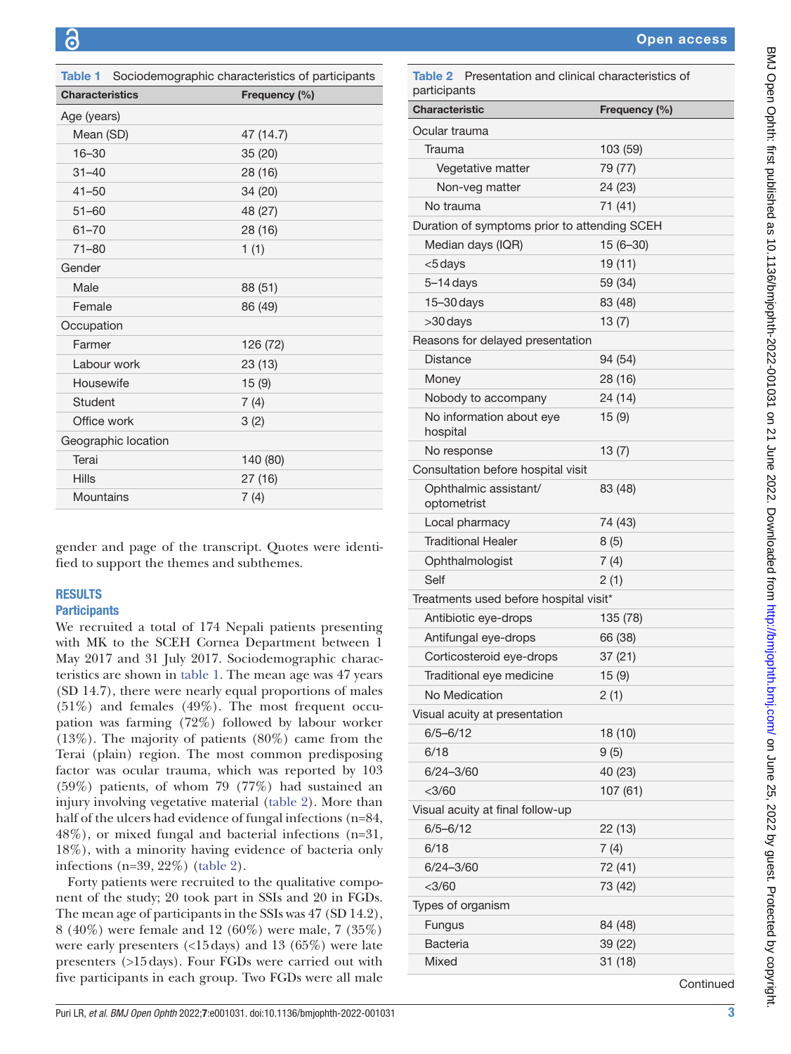**Table 1** Sociodemographic characteristics of participants

| Characteristics | Frequency (%) |
|---|---|
| Age (years) | |
| Mean (SD) | 47 (14.7) |
| 16–30 | 35 (20) |
| 31–40 | 28 (16) |
| 41–50 | 34 (20) |
| 51–60 | 48 (27) |
| 61–70 | 28 (16) |
| 71–80 | 1 (1) |
| Gender | |
| Male | 88 (51) |
| Female | 86 (49) |
| Occupation | |
| Farmer | 126 (72) |
| Labour work | 23 (13) |
| Housewife | 15 (9) |
| Student | 7 (4) |
| Office work | 3 (2) |
| Geographic location | |
| Terai | 140 (80) |
| Hills | 27 (16) |
| Mountains | 7 (4) |

gender and page of the transcript. Quotes were identified to support the themes and subthemes.

## RESULTS

### Participants

We recruited a total of 174 Nepali patients presenting with MK to the SCEH Cornea Department between 1 May 2017 and 31 July 2017. Sociodemographic characteristics are shown in table 1. The mean age was 47 years (SD 14.7), there were nearly equal proportions of males (51%) and females (49%). The most frequent occupation was farming (72%) followed by labour worker (13%). The majority of patients (80%) came from the Terai (plain) region. The most common predisposing factor was ocular trauma, which was reported by 103 (59%) patients, of whom 79 (77%) had sustained an injury involving vegetative material (table 2). More than half of the ulcers had evidence of fungal infections (n=84, 48%), or mixed fungal and bacterial infections (n=31, 18%), with a minority having evidence of bacteria only infections (n=39, 22%) (table 2).

Forty patients were recruited to the qualitative component of the study; 20 took part in SSIs and 20 in FGDs. The mean age of participants in the SSIs was 47 (SD 14.2), 8 (40%) were female and 12 (60%) were male, 7 (35%) were early presenters (<15 days) and 13 (65%) were late presenters (>15 days). Four FGDs were carried out with five participants in each group. Two FGDs were all male

**Table 2** Presentation and clinical characteristics of participants

| Characteristic | Frequency (%) |
|---|---|
| Ocular trauma | |
| Trauma | 103 (59) |
| Vegetative matter | 79 (77) |
| Non-veg matter | 24 (23) |
| No trauma | 71 (41) |
| Duration of symptoms prior to attending SCEH | |
| Median days (IQR) | 15 (6–30) |
| <5 days | 19 (11) |
| 5–14 days | 59 (34) |
| 15–30 days | 83 (48) |
| >30 days | 13 (7) |
| Reasons for delayed presentation | |
| Distance | 94 (54) |
| Money | 28 (16) |
| Nobody to accompany | 24 (14) |
| No information about eye hospital | 15 (9) |
| No response | 13 (7) |
| Consultation before hospital visit | |
| Ophthalmic assistant/ optometrist | 83 (48) |
| Local pharmacy | 74 (43) |
| Traditional Healer | 8 (5) |
| Ophthalmologist | 7 (4) |
| Self | 2 (1) |
| Treatments used before hospital visit* | |
| Antibiotic eye-drops | 135 (78) |
| Antifungal eye-drops | 66 (38) |
| Corticosteroid eye-drops | 37 (21) |
| Traditional eye medicine | 15 (9) |
| No Medication | 2 (1) |
| Visual acuity at presentation | |
| 6/5–6/12 | 18 (10) |
| 6/18 | 9 (5) |
| 6/24–3/60 | 40 (23) |
| <3/60 | 107 (61) |
| Visual acuity at final follow-up | |
| 6/5–6/12 | 22 (13) |
| 6/18 | 7 (4) |
| 6/24–3/60 | 72 (41) |
| <3/60 | 73 (42) |
| Types of organism | |
| Fungus | 84 (48) |
| Bacteria | 39 (22) |
| Mixed | 31 (18) |

Continued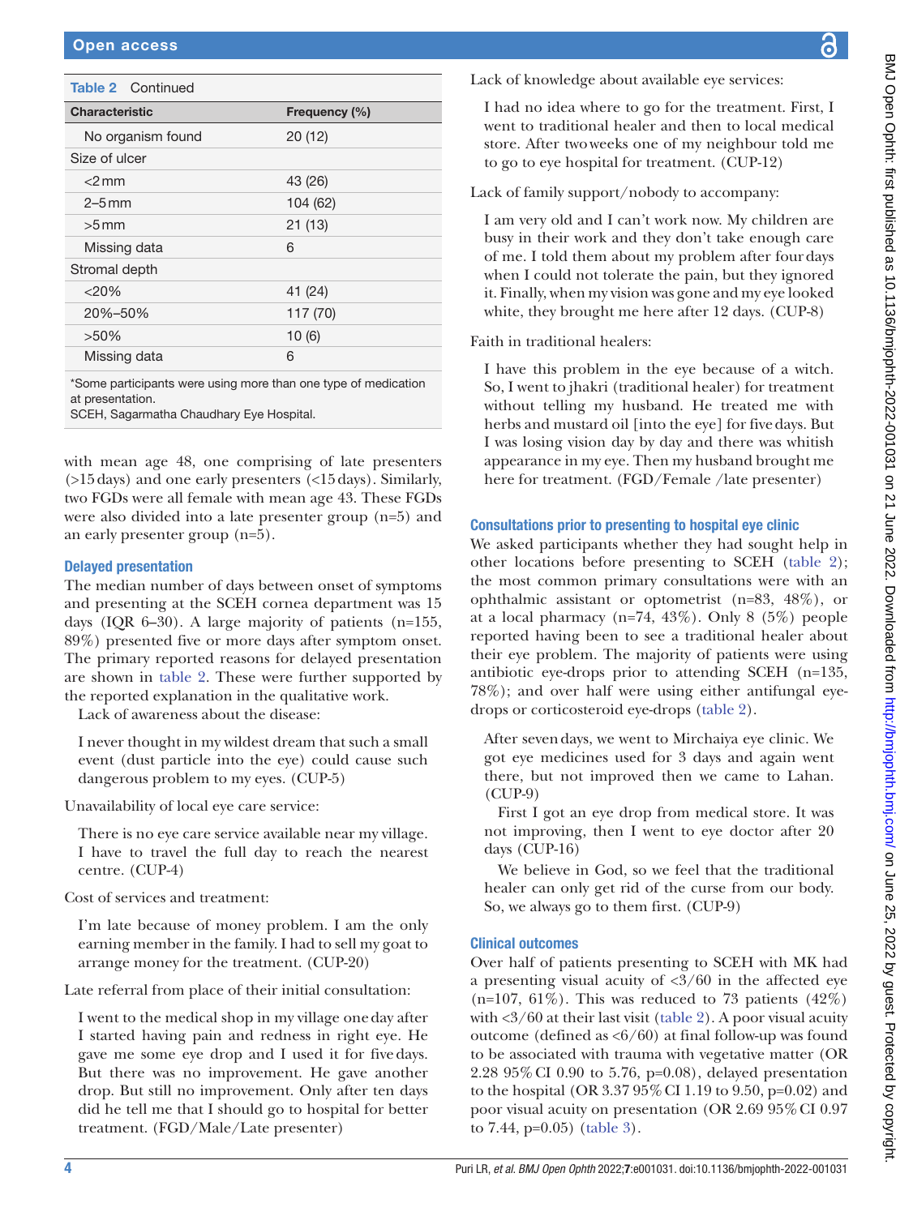**Table 2** Continued

| Characteristic | Frequency (%) |
|---|---|
| No organism found | 20 (12) |
| Size of ulcer | |
| <2 mm | 43 (26) |
| 2–5 mm | 104 (62) |
| >5 mm | 21 (13) |
| Missing data | 6 |
| Stromal depth | |
| <20% | 41 (24) |
| 20%–50% | 117 (70) |
| >50% | 10 (6) |
| Missing data | 6 |

*Some participants were using more than one type of medication at presentation.
SCEH, Sagarmatha Chaudhary Eye Hospital.

with mean age 48, one comprising of late presenters (>15 days) and one early presenters (<15 days). Similarly, two FGDs were all female with mean age 43. These FGDs were also divided into a late presenter group (n=5) and an early presenter group (n=5).

### Delayed presentation

The median number of days between onset of symptoms and presenting at the SCEH cornea department was 15 days (IQR 6–30). A large majority of patients (n=155, 89%) presented five or more days after symptom onset. The primary reported reasons for delayed presentation are shown in table 2. These were further supported by the reported explanation in the qualitative work.

Lack of awareness about the disease:

> I never thought in my wildest dream that such a small event (dust particle into the eye) could cause such dangerous problem to my eyes. (CUP-5)

Unavailability of local eye care service:

> There is no eye care service available near my village. I have to travel the full day to reach the nearest centre. (CUP-4)

Cost of services and treatment:

> I'm late because of money problem. I am the only earning member in the family. I had to sell my goat to arrange money for the treatment. (CUP-20)

Late referral from place of their initial consultation:

> I went to the medical shop in my village one day after I started having pain and redness in right eye. He gave me some eye drop and I used it for five days. But there was no improvement. He gave another drop. But still no improvement. Only after ten days did he tell me that I should go to hospital for better treatment. (FGD/Male/Late presenter)

Lack of knowledge about available eye services:

> I had no idea where to go for the treatment. First, I went to traditional healer and then to local medical store. After two weeks one of my neighbour told me to go to eye hospital for treatment. (CUP-12)

Lack of family support/nobody to accompany:

> I am very old and I can't work now. My children are busy in their work and they don't take enough care of me. I told them about my problem after four days when I could not tolerate the pain, but they ignored it. Finally, when my vision was gone and my eye looked white, they brought me here after 12 days. (CUP-8)

Faith in traditional healers:

> I have this problem in the eye because of a witch. So, I went to jhakri (traditional healer) for treatment without telling my husband. He treated me with herbs and mustard oil [into the eye] for five days. But I was losing vision day by day and there was whitish appearance in my eye. Then my husband brought me here for treatment. (FGD/Female /late presenter)

### Consultations prior to presenting to hospital eye clinic

We asked participants whether they had sought help in other locations before presenting to SCEH (table 2); the most common primary consultations were with an ophthalmic assistant or optometrist (n=83, 48%), or at a local pharmacy (n=74, 43%). Only 8 (5%) people reported having been to see a traditional healer about their eye problem. The majority of patients were using antibiotic eye-drops prior to attending SCEH (n=135, 78%); and over half were using either antifungal eye-drops or corticosteroid eye-drops (table 2).

> After seven days, we went to Mirchaiya eye clinic. We got eye medicines used for 3 days and again went there, but not improved then we came to Lahan. (CUP-9)
>
> First I got an eye drop from medical store. It was not improving, then I went to eye doctor after 20 days (CUP-16)
>
> We believe in God, so we feel that the traditional healer can only get rid of the curse from our body. So, we always go to them first. (CUP-9)

### Clinical outcomes

Over half of patients presenting to SCEH with MK had a presenting visual acuity of <3/60 in the affected eye (n=107, 61%). This was reduced to 73 patients (42%) with <3/60 at their last visit (table 2). A poor visual acuity outcome (defined as <6/60) at final follow-up was found to be associated with trauma with vegetative matter (OR 2.28 95% CI 0.90 to 5.76, p=0.08), delayed presentation to the hospital (OR 3.37 95% CI 1.19 to 9.50, p=0.02) and poor visual acuity on presentation (OR 2.69 95% CI 0.97 to 7.44, p=0.05) (table 3).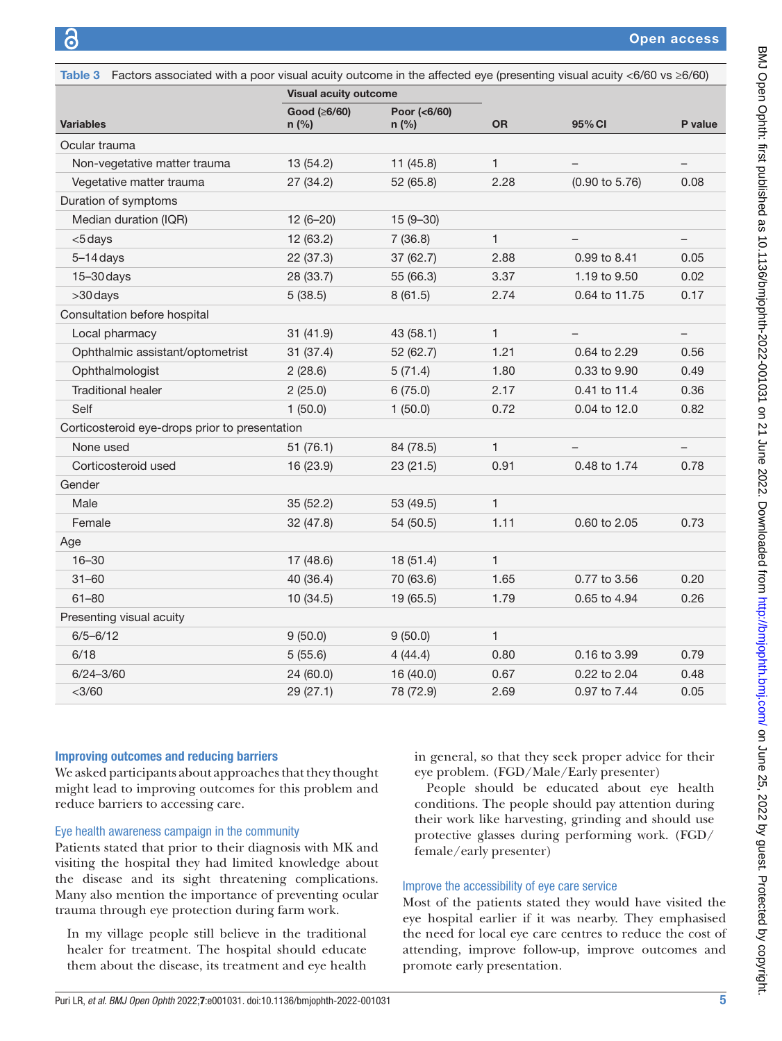**Table 3** Factors associated with a poor visual acuity outcome in the affected eye (presenting visual acuity <6/60 vs ≥6/60)

| Variables | Visual acuity outcome | | | | |
|---|---|---|---|---|---|
| | Good (≥6/60) n (%) | Poor (<6/60) n (%) | OR | 95% CI | P value |
| Ocular trauma | | | | | |
| Non-vegetative matter trauma | 13 (54.2) | 11 (45.8) | 1 | – | – |
| Vegetative matter trauma | 27 (34.2) | 52 (65.8) | 2.28 | (0.90 to 5.76) | 0.08 |
| Duration of symptoms | | | | | |
| Median duration (IQR) | 12 (6–20) | 15 (9–30) | | | |
| <5 days | 12 (63.2) | 7 (36.8) | 1 | – | – |
| 5–14 days | 22 (37.3) | 37 (62.7) | 2.88 | 0.99 to 8.41 | 0.05 |
| 15–30 days | 28 (33.7) | 55 (66.3) | 3.37 | 1.19 to 9.50 | 0.02 |
| >30 days | 5 (38.5) | 8 (61.5) | 2.74 | 0.64 to 11.75 | 0.17 |
| Consultation before hospital | | | | | |
| Local pharmacy | 31 (41.9) | 43 (58.1) | 1 | – | – |
| Ophthalmic assistant/optometrist | 31 (37.4) | 52 (62.7) | 1.21 | 0.64 to 2.29 | 0.56 |
| Ophthalmologist | 2 (28.6) | 5 (71.4) | 1.80 | 0.33 to 9.90 | 0.49 |
| Traditional healer | 2 (25.0) | 6 (75.0) | 2.17 | 0.41 to 11.4 | 0.36 |
| Self | 1 (50.0) | 1 (50.0) | 0.72 | 0.04 to 12.0 | 0.82 |
| Corticosteroid eye-drops prior to presentation | | | | | |
| None used | 51 (76.1) | 84 (78.5) | 1 | – | – |
| Corticosteroid used | 16 (23.9) | 23 (21.5) | 0.91 | 0.48 to 1.74 | 0.78 |
| Gender | | | | | |
| Male | 35 (52.2) | 53 (49.5) | 1 | | |
| Female | 32 (47.8) | 54 (50.5) | 1.11 | 0.60 to 2.05 | 0.73 |
| Age | | | | | |
| 16–30 | 17 (48.6) | 18 (51.4) | 1 | | |
| 31–60 | 40 (36.4) | 70 (63.6) | 1.65 | 0.77 to 3.56 | 0.20 |
| 61–80 | 10 (34.5) | 19 (65.5) | 1.79 | 0.65 to 4.94 | 0.26 |
| Presenting visual acuity | | | | | |
| 6/5–6/12 | 9 (50.0) | 9 (50.0) | 1 | | |
| 6/18 | 5 (55.6) | 4 (44.4) | 0.80 | 0.16 to 3.99 | 0.79 |
| 6/24–3/60 | 24 (60.0) | 16 (40.0) | 0.67 | 0.22 to 2.04 | 0.48 |
| <3/60 | 29 (27.1) | 78 (72.9) | 2.69 | 0.97 to 7.44 | 0.05 |

## Improving outcomes and reducing barriers

We asked participants about approaches that they thought might lead to improving outcomes for this problem and reduce barriers to accessing care.

### Eye health awareness campaign in the community

Patients stated that prior to their diagnosis with MK and visiting the hospital they had limited knowledge about the disease and its sight threatening complications. Many also mention the importance of preventing ocular trauma through eye protection during farm work.

> In my village people still believe in the traditional healer for treatment. The hospital should educate them about the disease, its treatment and eye health in general, so that they seek proper advice for their eye problem. (FGD/Male/Early presenter)

> People should be educated about eye health conditions. The people should pay attention during their work like harvesting, grinding and should use protective glasses during performing work. (FGD/female/early presenter)

### Improve the accessibility of eye care service

Most of the patients stated they would have visited the eye hospital earlier if it was nearby. They emphasised the need for local eye care centres to reduce the cost of attending, improve follow-up, improve outcomes and promote early presentation.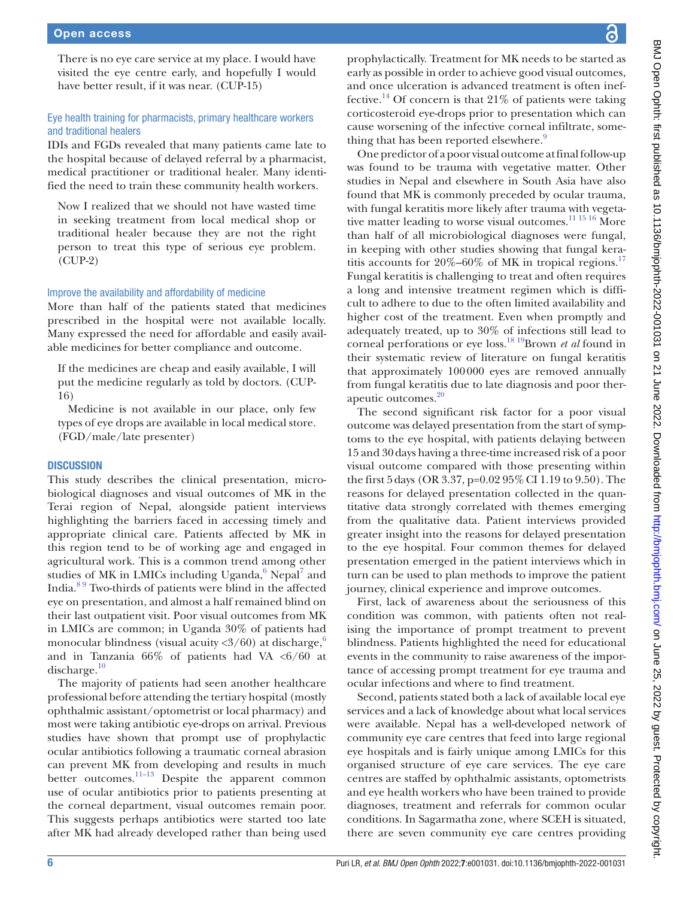> There is no eye care service at my place. I would have visited the eye centre early, and hopefully I would have better result, if it was near. (CUP-15)

#### Eye health training for pharmacists, primary healthcare workers and traditional healers

IDIs and FGDs revealed that many patients came late to the hospital because of delayed referral by a pharmacist, medical practitioner or traditional healer. Many identified the need to train these community health workers.

> Now I realized that we should not have wasted time in seeking treatment from local medical shop or traditional healer because they are not the right person to treat this type of serious eye problem. (CUP-2)

#### Improve the availability and affordability of medicine

More than half of the patients stated that medicines prescribed in the hospital were not available locally. Many expressed the need for affordable and easily available medicines for better compliance and outcome.

> If the medicines are cheap and easily available, I will put the medicine regularly as told by doctors. (CUP-16)
>
> Medicine is not available in our place, only few types of eye drops are available in local medical store. (FGD/male/late presenter)

## DISCUSSION

This study describes the clinical presentation, microbiological diagnoses and visual outcomes of MK in the Terai region of Nepal, alongside patient interviews highlighting the barriers faced in accessing timely and appropriate clinical care. Patients affected by MK in this region tend to be of working age and engaged in agricultural work. This is a common trend among other studies of MK in LMICs including Uganda,[6] Nepal[7] and India.[8 9] Two-thirds of patients were blind in the affected eye on presentation, and almost a half remained blind on their last outpatient visit. Poor visual outcomes from MK in LMICs are common; in Uganda 30% of patients had monocular blindness (visual acuity <3/60) at discharge,[6] and in Tanzania 66% of patients had VA <6/60 at discharge.[10]

The majority of patients had seen another healthcare professional before attending the tertiary hospital (mostly ophthalmic assistant/optometrist or local pharmacy) and most were taking antibiotic eye-drops on arrival. Previous studies have shown that prompt use of prophylactic ocular antibiotics following a traumatic corneal abrasion can prevent MK from developing and results in much better outcomes.[11–13] Despite the apparent common use of ocular antibiotics prior to patients presenting at the corneal department, visual outcomes remain poor. This suggests perhaps antibiotics were started too late after MK had already developed rather than being used prophylactically. Treatment for MK needs to be started as early as possible in order to achieve good visual outcomes, and once ulceration is advanced treatment is often ineffective.[14] Of concern is that 21% of patients were taking corticosteroid eye-drops prior to presentation which can cause worsening of the infective corneal infiltrate, something that has been reported elsewhere.[9]

One predictor of a poor visual outcome at final follow-up was found to be trauma with vegetative matter. Other studies in Nepal and elsewhere in South Asia have also found that MK is commonly preceded by ocular trauma, with fungal keratitis more likely after trauma with vegetative matter leading to worse visual outcomes.[11 15 16] More than half of all microbiological diagnoses were fungal, in keeping with other studies showing that fungal keratitis accounts for 20%–60% of MK in tropical regions.[17] Fungal keratitis is challenging to treat and often requires a long and intensive treatment regimen which is difficult to adhere to due to the often limited availability and higher cost of the treatment. Even when promptly and adequately treated, up to 30% of infections still lead to corneal perforations or eye loss.[18 19] Brown *et al* found in their systematic review of literature on fungal keratitis that approximately 100 000 eyes are removed annually from fungal keratitis due to late diagnosis and poor therapeutic outcomes.[20]

The second significant risk factor for a poor visual outcome was delayed presentation from the start of symptoms to the eye hospital, with patients delaying between 15 and 30 days having a three-time increased risk of a poor visual outcome compared with those presenting within the first 5 days (OR 3.37, p=0.02 95% CI 1.19 to 9.50). The reasons for delayed presentation collected in the quantitative data strongly correlated with themes emerging from the qualitative data. Patient interviews provided greater insight into the reasons for delayed presentation to the eye hospital. Four common themes for delayed presentation emerged in the patient interviews which in turn can be used to plan methods to improve the patient journey, clinical experience and improve outcomes.

First, lack of awareness about the seriousness of this condition was common, with patients often not realising the importance of prompt treatment to prevent blindness. Patients highlighted the need for educational events in the community to raise awareness of the importance of accessing prompt treatment for eye trauma and ocular infections and where to find treatment.

Second, patients stated both a lack of available local eye services and a lack of knowledge about what local services were available. Nepal has a well-developed network of community eye care centres that feed into large regional eye hospitals and is fairly unique among LMICs for this organised structure of eye care services. The eye care centres are staffed by ophthalmic assistants, optometrists and eye health workers who have been trained to provide diagnoses, treatment and referrals for common ocular conditions. In Sagarmatha zone, where SCEH is situated, there are seven community eye care centres providing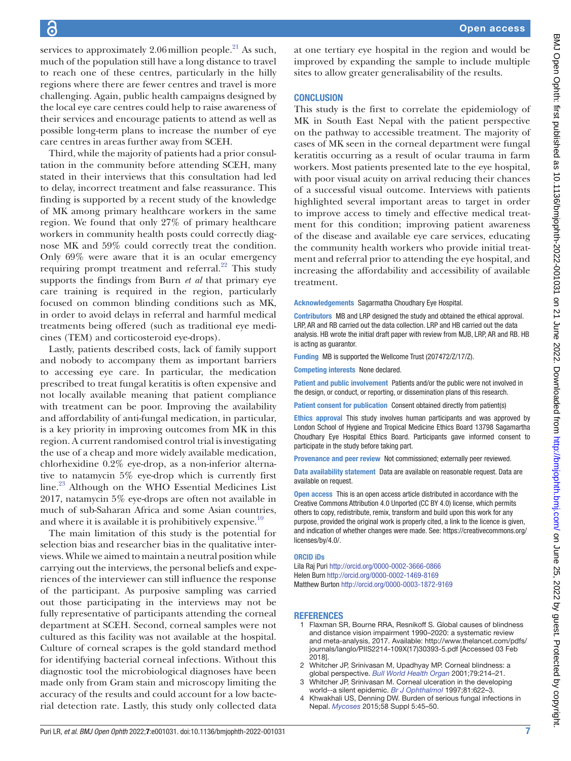services to approximately 2.06 million people.[21] As such, much of the population still have a long distance to travel to reach one of these centres, particularly in the hilly regions where there are fewer centres and travel is more challenging. Again, public health campaigns designed by the local eye care centres could help to raise awareness of their services and encourage patients to attend as well as possible long-term plans to increase the number of eye care centres in areas further away from SCEH.

Third, while the majority of patients had a prior consultation in the community before attending SCEH, many stated in their interviews that this consultation had led to delay, incorrect treatment and false reassurance. This finding is supported by a recent study of the knowledge of MK among primary healthcare workers in the same region. We found that only 27% of primary healthcare workers in community health posts could correctly diagnose MK and 59% could correctly treat the condition. Only 69% were aware that it is an ocular emergency requiring prompt treatment and referral.[22] This study supports the findings from Burn *et al* that primary eye care training is required in the region, particularly focused on common blinding conditions such as MK, in order to avoid delays in referral and harmful medical treatments being offered (such as traditional eye medicines (TEM) and corticosteroid eye-drops).

Lastly, patients described costs, lack of family support and nobody to accompany them as important barriers to accessing eye care. In particular, the medication prescribed to treat fungal keratitis is often expensive and not locally available meaning that patient compliance with treatment can be poor. Improving the availability and affordability of anti-fungal medication, in particular, is a key priority in improving outcomes from MK in this region. A current randomised control trial is investigating the use of a cheap and more widely available medication, chlorhexidine 0.2% eye-drop, as a non-inferior alternative to natamycin 5% eye-drop which is currently first line.[23] Although on the WHO Essential Medicines List 2017, natamycin 5% eye-drops are often not available in much of sub-Saharan Africa and some Asian countries, and where it is available it is prohibitively expensive.[10]

The main limitation of this study is the potential for selection bias and researcher bias in the qualitative interviews. While we aimed to maintain a neutral position while carrying out the interviews, the personal beliefs and experiences of the interviewer can still influence the response of the participant. As purposive sampling was carried out those participating in the interviews may not be fully representative of participants attending the corneal department at SCEH. Second, corneal samples were not cultured as this facility was not available at the hospital. Culture of corneal scrapes is the gold standard method for identifying bacterial corneal infections. Without this diagnostic tool the microbiological diagnoses have been made only from Gram stain and microscopy limiting the accuracy of the results and could account for a low bacterial detection rate. Lastly, this study only collected data at one tertiary eye hospital in the region and would be improved by expanding the sample to include multiple sites to allow greater generalisability of the results.

## CONCLUSION

This study is the first to correlate the epidemiology of MK in South East Nepal with the patient perspective on the pathway to accessible treatment. The majority of cases of MK seen in the corneal department were fungal keratitis occurring as a result of ocular trauma in farm workers. Most patients presented late to the eye hospital, with poor visual acuity on arrival reducing their chances of a successful visual outcome. Interviews with patients highlighted several important areas to target in order to improve access to timely and effective medical treatment for this condition; improving patient awareness of the disease and available eye care services, educating the community health workers who provide initial treatment and referral prior to attending the eye hospital, and increasing the affordability and accessibility of available treatment.

**Acknowledgements** Sagarmatha Choudhary Eye Hospital.

**Contributors** MB and LRP designed the study and obtained the ethical approval. LRP, AR and RB carried out the data collection. LRP and HB carried out the data analysis. HB wrote the initial draft paper with review from MJB, LRP, AR and RB. HB is acting as guarantor.

**Funding** MB is supported the Wellcome Trust (207472/Z/17/Z).

**Competing interests** None declared.

**Patient and public involvement** Patients and/or the public were not involved in the design, or conduct, or reporting, or dissemination plans of this research.

**Patient consent for publication** Consent obtained directly from patient(s)

**Ethics approval** This study involves human participants and was approved by London School of Hygiene and Tropical Medicine Ethics Board 13798 Sagarmatha Choudhary Eye Hospital Ethics Board. Participants gave informed consent to participate in the study before taking part.

**Provenance and peer review** Not commissioned; externally peer reviewed.

**Data availability statement** Data are available on reasonable request. Data are available on request.

**Open access** This is an open access article distributed in accordance with the Creative Commons Attribution 4.0 Unported (CC BY 4.0) license, which permits others to copy, redistribute, remix, transform and build upon this work for any purpose, provided the original work is properly cited, a link to the licence is given, and indication of whether changes were made. See: https://creativecommons.org/licenses/by/4.0/.

**ORCID iDs**

Lila Raj Puri http://orcid.org/0000-0002-3666-0866
Helen Burn http://orcid.org/0000-0002-1469-8169
Matthew Burton http://orcid.org/0000-0003-1872-9169

## REFERENCES

1. Flaxman SR, Bourne RRA, Resnikoff S. Global causes of blindness and distance vision impairment 1990–2020: a systematic review and meta-analysis, 2017. Available: http://www.thelancet.com/pdfs/journals/langlo/PIIS2214-109X(17)30393-5.pdf [Accessed 03 Feb 2018].
2. Whitcher JP, Srinivasan M, Upadhyay MP. Corneal blindness: a global perspective. *Bull World Health Organ* 2001;79:214–21.
3. Whitcher JP, Srinivasan M. Corneal ulceration in the developing world--a silent epidemic. *Br J Ophthalmol* 1997;81:622–3.
4. Khwakhali US, Denning DW. Burden of serious fungal infections in Nepal. *Mycoses* 2015;58 Suppl 5:45–50.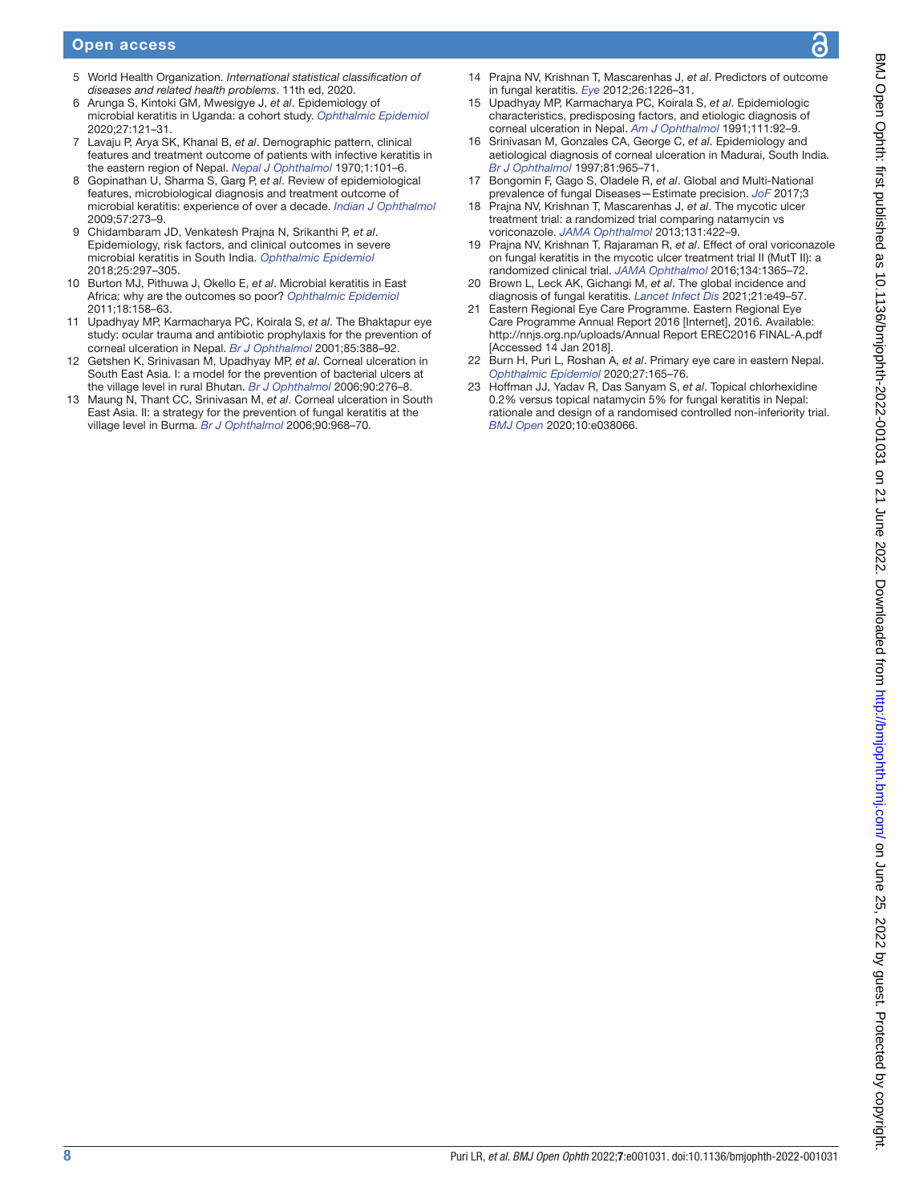5. World Health Organization. *International statistical classification of diseases and related health problems*. 11th ed, 2020.
6. Arunga S, Kintoki GM, Mwesigye J, *et al*. Epidemiology of microbial keratitis in Uganda: a cohort study. *Ophthalmic Epidemiol* 2020;27:121–31.
7. Lavaju P, Arya SK, Khanal B, *et al*. Demographic pattern, clinical features and treatment outcome of patients with infective keratitis in the eastern region of Nepal. *Nepal J Ophthalmol* 1970;1:101–6.
8. Gopinathan U, Sharma S, Garg P, *et al*. Review of epidemiological features, microbiological diagnosis and treatment outcome of microbial keratitis: experience of over a decade. *Indian J Ophthalmol* 2009;57:273–9.
9. Chidambaram JD, Venkatesh Prajna N, Srikanthi P, *et al*. Epidemiology, risk factors, and clinical outcomes in severe microbial keratitis in South India. *Ophthalmic Epidemiol* 2018;25:297–305.
10. Burton MJ, Pithuwa J, Okello E, *et al*. Microbial keratitis in East Africa: why are the outcomes so poor? *Ophthalmic Epidemiol* 2011;18:158–63.
11. Upadhyay MP, Karmacharya PC, Koirala S, *et al*. The Bhaktapur eye study: ocular trauma and antibiotic prophylaxis for the prevention of corneal ulceration in Nepal. *Br J Ophthalmol* 2001;85:388–92.
12. Getshen K, Srinivasan M, Upadhyay MP, *et al*. Corneal ulceration in South East Asia. I: a model for the prevention of bacterial ulcers at the village level in rural Bhutan. *Br J Ophthalmol* 2006;90:276–8.
13. Maung N, Thant CC, Srinivasan M, *et al*. Corneal ulceration in South East Asia. II: a strategy for the prevention of fungal keratitis at the village level in Burma. *Br J Ophthalmol* 2006;90:968–70.
14. Prajna NV, Krishnan T, Mascarenhas J, *et al*. Predictors of outcome in fungal keratitis. *Eye* 2012;26:1226–31.
15. Upadhyay MP, Karmacharya PC, Koirala S, *et al*. Epidemiologic characteristics, predisposing factors, and etiologic diagnosis of corneal ulceration in Nepal. *Am J Ophthalmol* 1991;111:92–9.
16. Srinivasan M, Gonzales CA, George C, *et al*. Epidemiology and aetiological diagnosis of corneal ulceration in Madurai, South India. *Br J Ophthalmol* 1997;81:965–71.
17. Bongomin F, Gago S, Oladele R, *et al*. Global and Multi-National prevalence of fungal Diseases—Estimate precision. *JoF* 2017;3
18. Prajna NV, Krishnan T, Mascarenhas J, *et al*. The mycotic ulcer treatment trial: a randomized trial comparing natamycin vs voriconazole. *JAMA Ophthalmol* 2013;131:422–9.
19. Prajna NV, Krishnan T, Rajaraman R, *et al*. Effect of oral voriconazole on fungal keratitis in the mycotic ulcer treatment trial II (MutT II): a randomized clinical trial. *JAMA Ophthalmol* 2016;134:1365–72.
20. Brown L, Leck AK, Gichangi M, *et al*. The global incidence and diagnosis of fungal keratitis. *Lancet Infect Dis* 2021;21:e49–57.
21. Eastern Regional Eye Care Programme. Eastern Regional Eye Care Programme Annual Report 2016 [Internet], 2016. Available: http://nnjs.org.np/uploads/Annual Report EREC2016 FINAL-A.pdf [Accessed 14 Jan 2018].
22. Burn H, Puri L, Roshan A, *et al*. Primary eye care in eastern Nepal. *Ophthalmic Epidemiol* 2020;27:165–76.
23. Hoffman JJ, Yadav R, Das Sanyam S, *et al*. Topical chlorhexidine 0.2% versus topical natamycin 5% for fungal keratitis in Nepal: rationale and design of a randomised controlled non-inferiority trial. *BMJ Open* 2020;10:e038066.